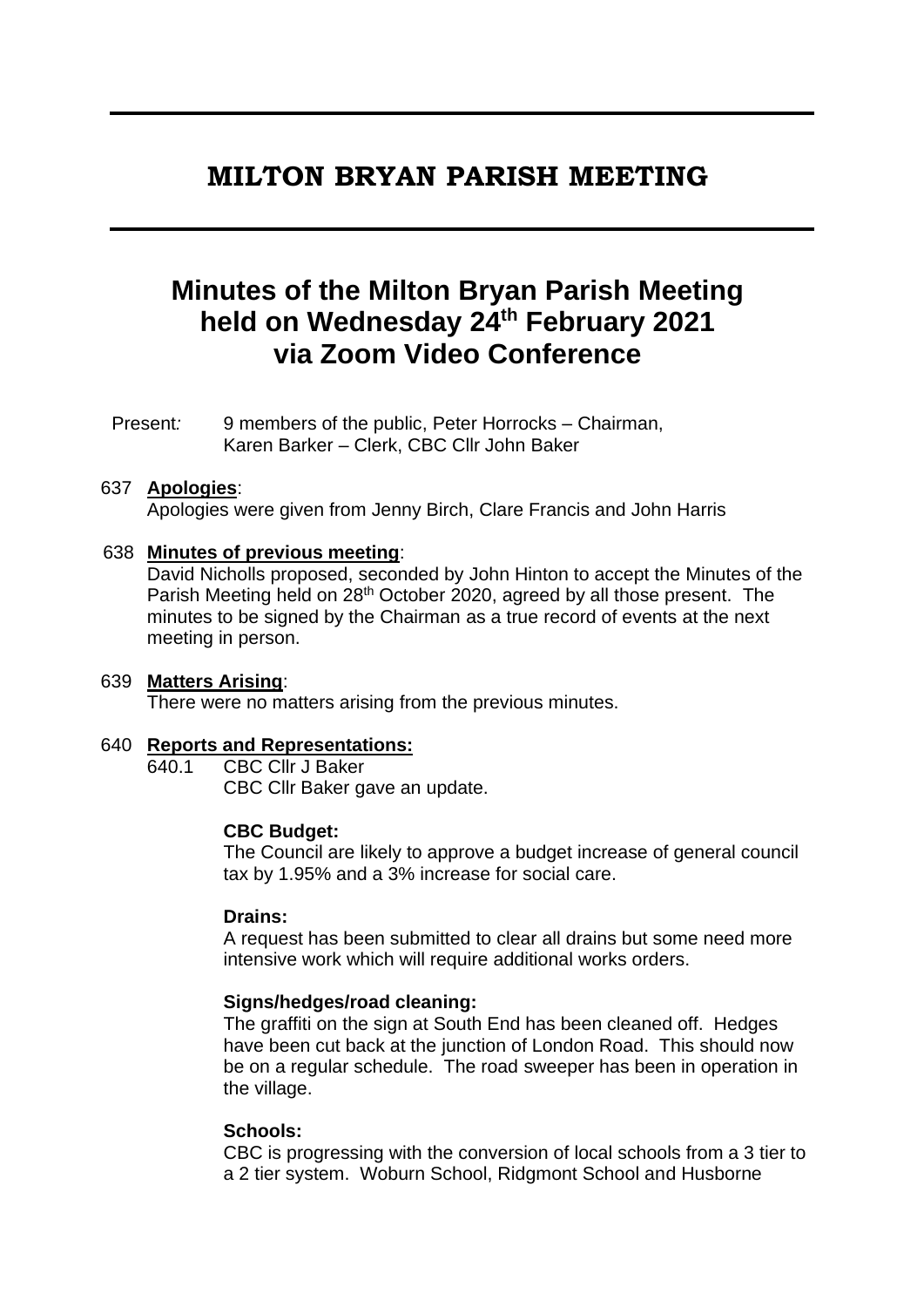# MILTON BRYAN PARISH MEETING

## Minutes of the Milton Bryan Parish Meeting held on Wednesday 24th February 2021 via Zoom Video Conference

Present: 9 members of the public, Peter Horrocks – Chairman, Karen Barker – Clerk, CBC Cllr John Baker

637 **Apologies**:
Apologies were given from Jenny Birch, Clare Francis and John Harris

638 **Minutes of previous meeting**:
David Nicholls proposed, seconded by John Hinton to accept the Minutes of the Parish Meeting held on 28th October 2020, agreed by all those present. The minutes to be signed by the Chairman as a true record of events at the next meeting in person.

639 **Matters Arising**:
There were no matters arising from the previous minutes.

640 **Reports and Representations:**

640.1 CBC Cllr J Baker
CBC Cllr Baker gave an update.

**CBC Budget:**
The Council are likely to approve a budget increase of general council tax by 1.95% and a 3% increase for social care.

**Drains:**
A request has been submitted to clear all drains but some need more intensive work which will require additional works orders.

**Signs/hedges/road cleaning:**
The graffiti on the sign at South End has been cleaned off. Hedges have been cut back at the junction of London Road. This should now be on a regular schedule. The road sweeper has been in operation in the village.

**Schools:**
CBC is progressing with the conversion of local schools from a 3 tier to a 2 tier system. Woburn School, Ridgmont School and Husborne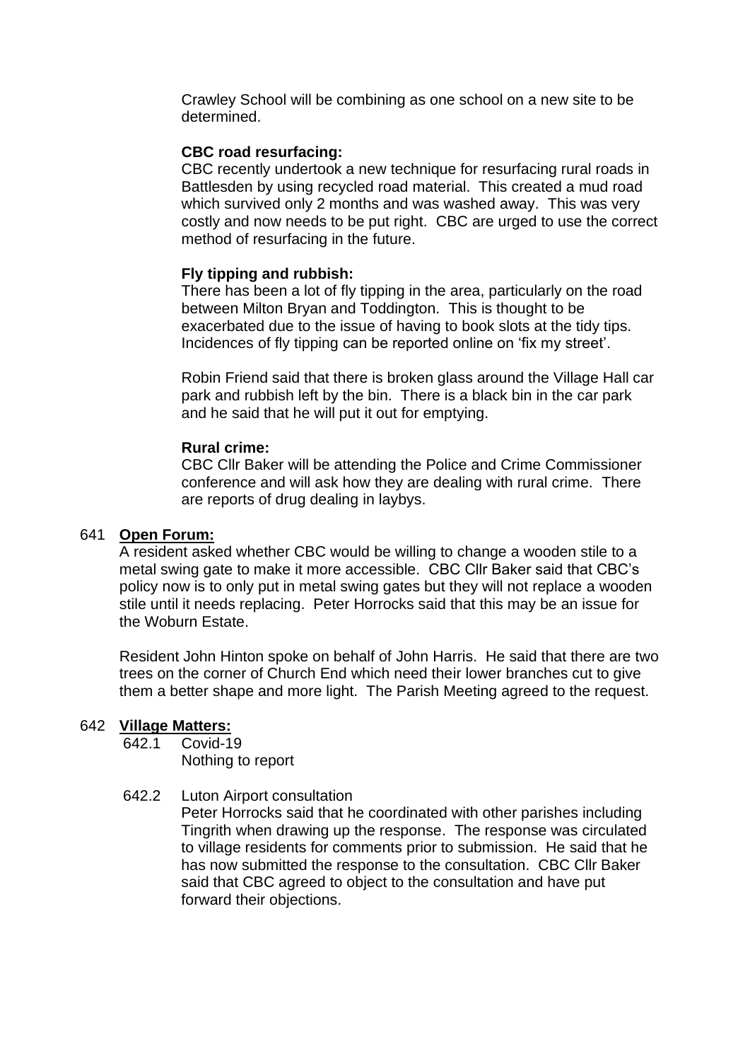Crawley School will be combining as one school on a new site to be determined.

**CBC road resurfacing:**
CBC recently undertook a new technique for resurfacing rural roads in Battlesden by using recycled road material. This created a mud road which survived only 2 months and was washed away. This was very costly and now needs to be put right. CBC are urged to use the correct method of resurfacing in the future.

**Fly tipping and rubbish:**
There has been a lot of fly tipping in the area, particularly on the road between Milton Bryan and Toddington. This is thought to be exacerbated due to the issue of having to book slots at the tidy tips. Incidences of fly tipping can be reported online on 'fix my street'.

Robin Friend said that there is broken glass around the Village Hall car park and rubbish left by the bin. There is a black bin in the car park and he said that he will put it out for emptying.

**Rural crime:**
CBC Cllr Baker will be attending the Police and Crime Commissioner conference and will ask how they are dealing with rural crime. There are reports of drug dealing in laybys.

641 **Open Forum:**

A resident asked whether CBC would be willing to change a wooden stile to a metal swing gate to make it more accessible. CBC Cllr Baker said that CBC's policy now is to only put in metal swing gates but they will not replace a wooden stile until it needs replacing. Peter Horrocks said that this may be an issue for the Woburn Estate.

Resident John Hinton spoke on behalf of John Harris. He said that there are two trees on the corner of Church End which need their lower branches cut to give them a better shape and more light. The Parish Meeting agreed to the request.

642 **Village Matters:**

642.1 Covid-19
Nothing to report

642.2 Luton Airport consultation
Peter Horrocks said that he coordinated with other parishes including Tingrith when drawing up the response. The response was circulated to village residents for comments prior to submission. He said that he has now submitted the response to the consultation. CBC Cllr Baker said that CBC agreed to object to the consultation and have put forward their objections.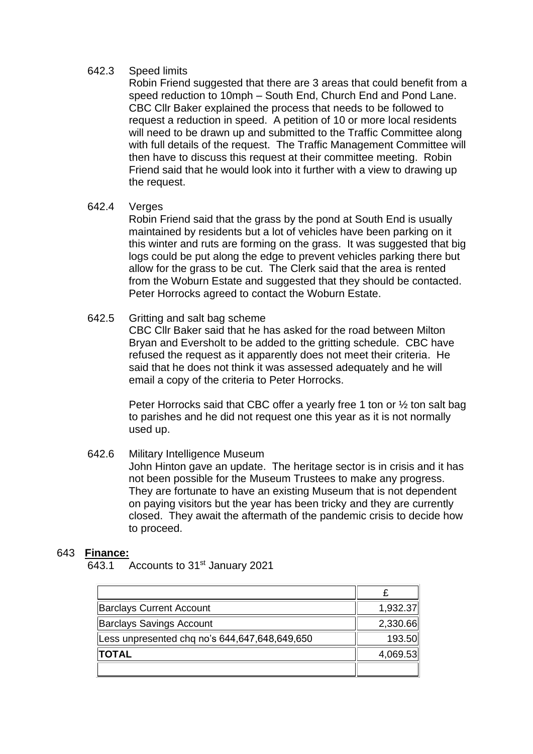642.3 Speed limits

Robin Friend suggested that there are 3 areas that could benefit from a speed reduction to 10mph – South End, Church End and Pond Lane. CBC Cllr Baker explained the process that needs to be followed to request a reduction in speed. A petition of 10 or more local residents will need to be drawn up and submitted to the Traffic Committee along with full details of the request. The Traffic Management Committee will then have to discuss this request at their committee meeting. Robin Friend said that he would look into it further with a view to drawing up the request.

642.4 Verges

Robin Friend said that the grass by the pond at South End is usually maintained by residents but a lot of vehicles have been parking on it this winter and ruts are forming on the grass. It was suggested that big logs could be put along the edge to prevent vehicles parking there but allow for the grass to be cut. The Clerk said that the area is rented from the Woburn Estate and suggested that they should be contacted. Peter Horrocks agreed to contact the Woburn Estate.

642.5 Gritting and salt bag scheme

CBC Cllr Baker said that he has asked for the road between Milton Bryan and Eversholt to be added to the gritting schedule. CBC have refused the request as it apparently does not meet their criteria. He said that he does not think it was assessed adequately and he will email a copy of the criteria to Peter Horrocks.

Peter Horrocks said that CBC offer a yearly free 1 ton or ½ ton salt bag to parishes and he did not request one this year as it is not normally used up.

642.6 Military Intelligence Museum

John Hinton gave an update. The heritage sector is in crisis and it has not been possible for the Museum Trustees to make any progress. They are fortunate to have an existing Museum that is not dependent on paying visitors but the year has been tricky and they are currently closed. They await the aftermath of the pandemic crisis to decide how to proceed.

643 **Finance:**

643.1 Accounts to 31st January 2021

| | £ |
|---|---|
| Barclays Current Account | 1,932.37 |
| Barclays Savings Account | 2,330.66 |
| Less unpresented chq no's 644,647,648,649,650 | 193.50 |
| **TOTAL** | 4,069.53 |
| | |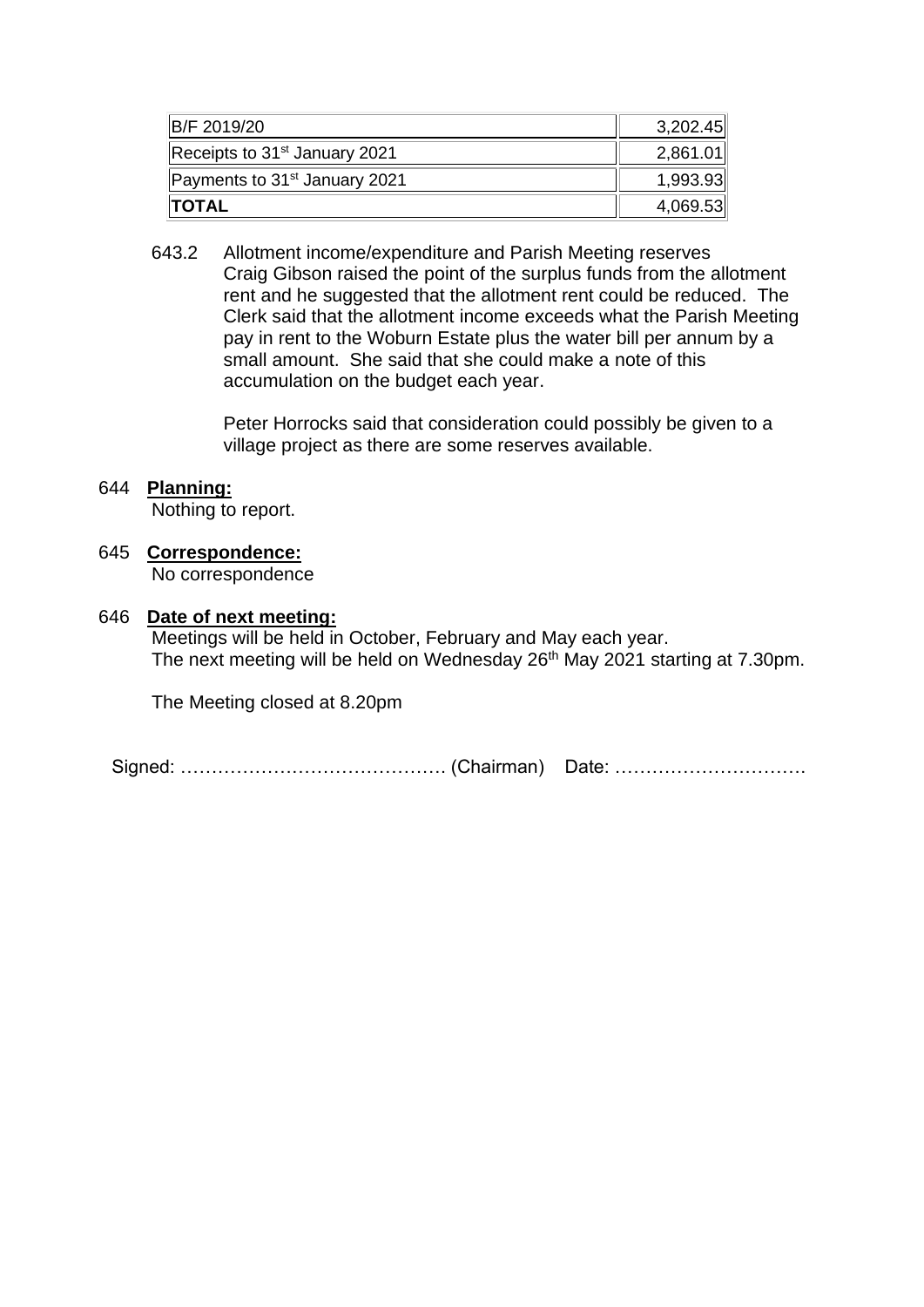| | |
|---|---|
| B/F 2019/20 | 3,202.45 |
| Receipts to 31st January 2021 | 2,861.01 |
| Payments to 31st January 2021 | 1,993.93 |
| **TOTAL** | 4,069.53 |

643.2 Allotment income/expenditure and Parish Meeting reserves
Craig Gibson raised the point of the surplus funds from the allotment rent and he suggested that the allotment rent could be reduced. The Clerk said that the allotment income exceeds what the Parish Meeting pay in rent to the Woburn Estate plus the water bill per annum by a small amount. She said that she could make a note of this accumulation on the budget each year.

Peter Horrocks said that consideration could possibly be given to a village project as there are some reserves available.

644 **Planning:**
Nothing to report.

645 **Correspondence:**
No correspondence

646 **Date of next meeting:**
Meetings will be held in October, February and May each year.
The next meeting will be held on Wednesday 26th May 2021 starting at 7.30pm.

The Meeting closed at 8.20pm

Signed: ……………………………………. (Chairman) Date: ………………………….